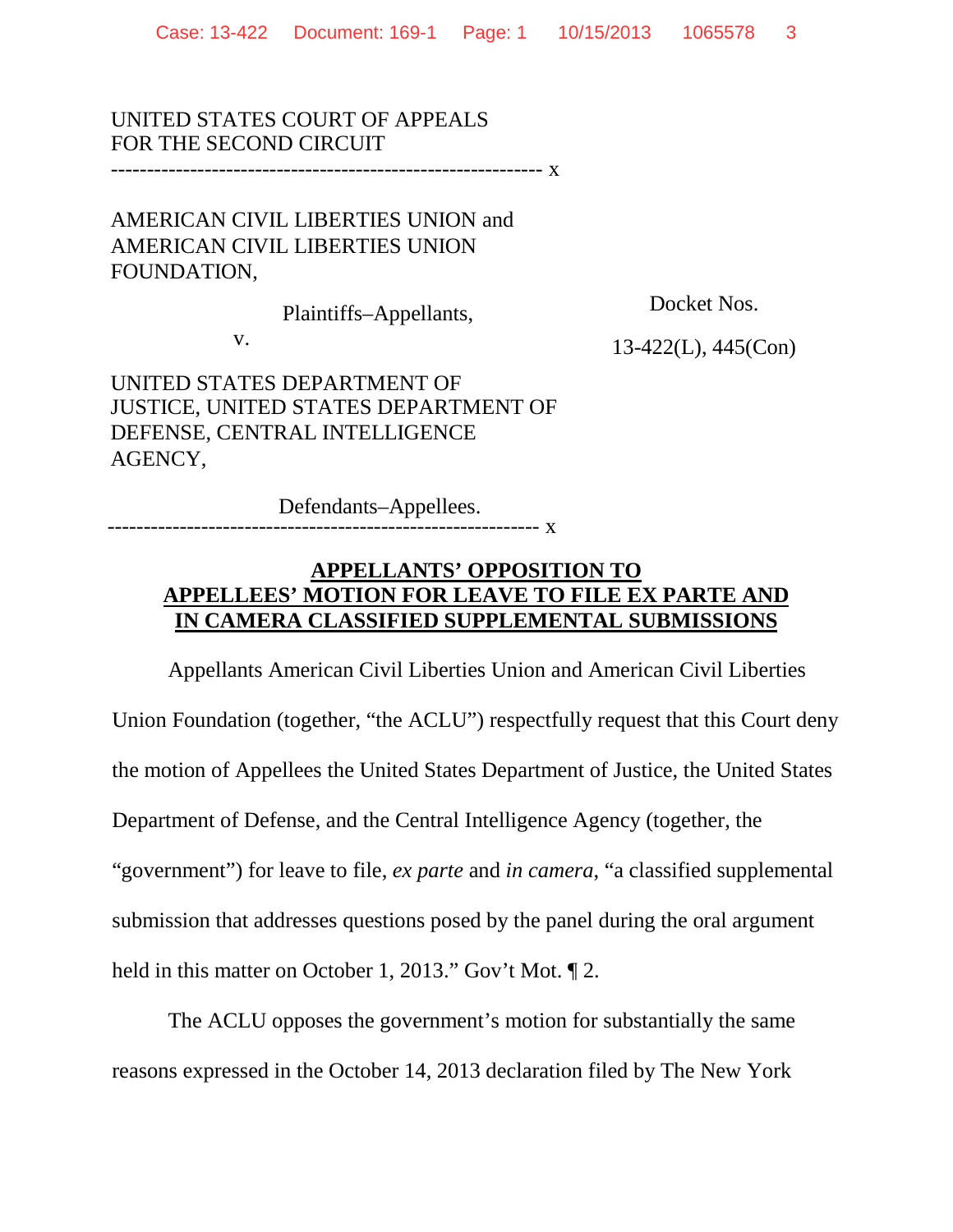UNITED STATES COURT OF APPEALS
FOR THE SECOND CIRCUIT

---

AMERICAN CIVIL LIBERTIES UNION and AMERICAN CIVIL LIBERTIES UNION FOUNDATION,

Plaintiffs–Appellants,

v.

UNITED STATES DEPARTMENT OF JUSTICE, UNITED STATES DEPARTMENT OF DEFENSE, CENTRAL INTELLIGENCE AGENCY,

Defendants–Appellees.

Docket Nos.

13-422(L), 445(Con)

---

**APPELLANTS' OPPOSITION TO APPELLEES' MOTION FOR LEAVE TO FILE EX PARTE AND IN CAMERA CLASSIFIED SUPPLEMENTAL SUBMISSIONS**

Appellants American Civil Liberties Union and American Civil Liberties Union Foundation (together, "the ACLU") respectfully request that this Court deny the motion of Appellees the United States Department of Justice, the United States Department of Defense, and the Central Intelligence Agency (together, the "government") for leave to file, *ex parte* and *in camera*, "a classified supplemental submission that addresses questions posed by the panel during the oral argument held in this matter on October 1, 2013." Gov't Mot. ¶ 2.

The ACLU opposes the government's motion for substantially the same reasons expressed in the October 14, 2013 declaration filed by The New York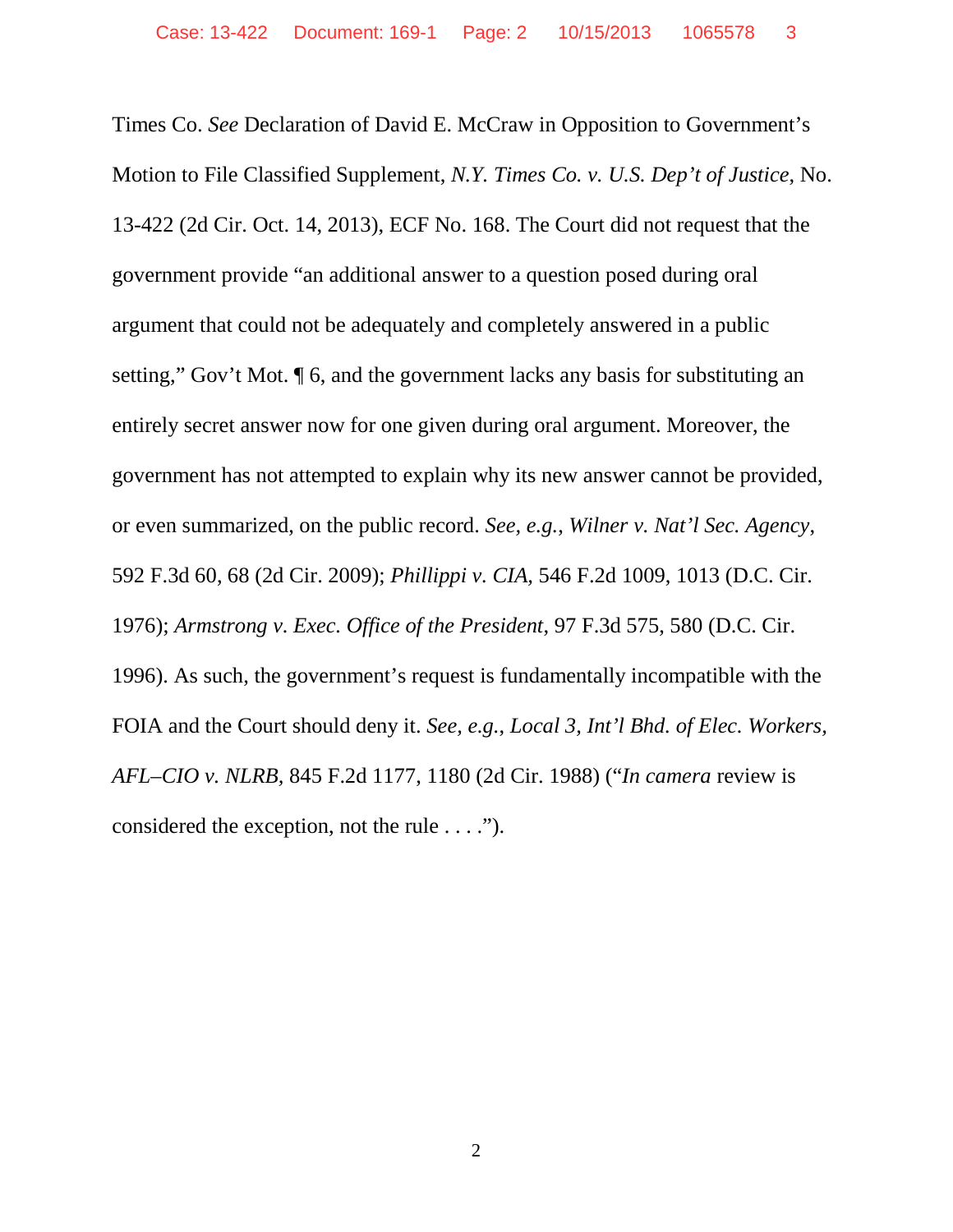Times Co. *See* Declaration of David E. McCraw in Opposition to Government's Motion to File Classified Supplement, *N.Y. Times Co. v. U.S. Dep't of Justice*, No. 13-422 (2d Cir. Oct. 14, 2013), ECF No. 168. The Court did not request that the government provide "an additional answer to a question posed during oral argument that could not be adequately and completely answered in a public setting," Gov't Mot. ¶ 6, and the government lacks any basis for substituting an entirely secret answer now for one given during oral argument. Moreover, the government has not attempted to explain why its new answer cannot be provided, or even summarized, on the public record. *See, e.g.*, *Wilner v. Nat'l Sec. Agency*, 592 F.3d 60, 68 (2d Cir. 2009); *Phillippi v. CIA*, 546 F.2d 1009, 1013 (D.C. Cir. 1976); *Armstrong v. Exec. Office of the President*, 97 F.3d 575, 580 (D.C. Cir. 1996). As such, the government's request is fundamentally incompatible with the FOIA and the Court should deny it. *See, e.g.*, *Local 3, Int'l Bhd. of Elec. Workers, AFL–CIO v. NLRB*, 845 F.2d 1177, 1180 (2d Cir. 1988) ("*In camera* review is considered the exception, not the rule . . . .").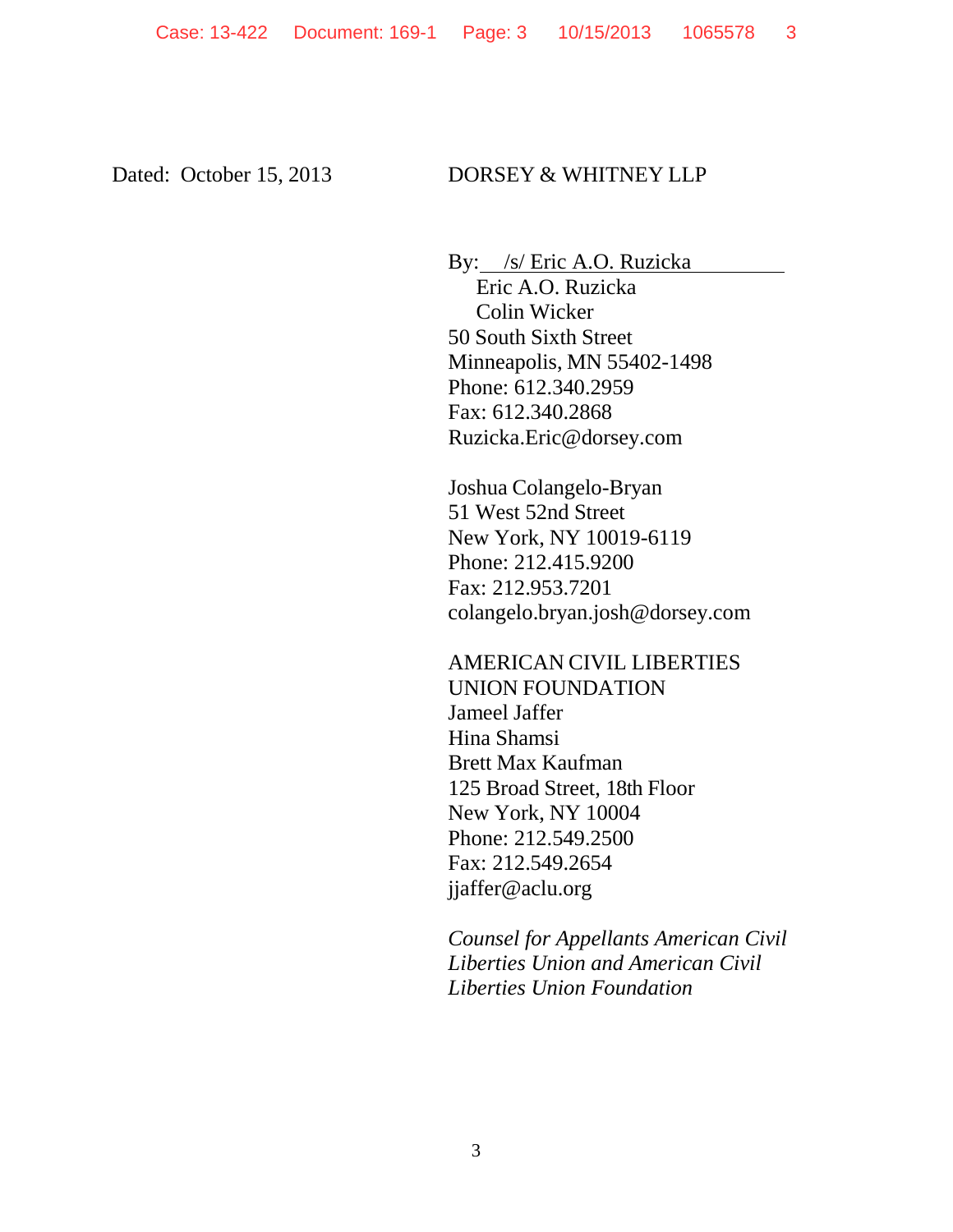Dated: October 15, 2013

DORSEY & WHITNEY LLP

By: /s/ Eric A.O. Ruzicka
Eric A.O. Ruzicka
Colin Wicker
50 South Sixth Street
Minneapolis, MN 55402-1498
Phone: 612.340.2959
Fax: 612.340.2868
Ruzicka.Eric@dorsey.com

Joshua Colangelo-Bryan
51 West 52nd Street
New York, NY 10019-6119
Phone: 212.415.9200
Fax: 212.953.7201
colangelo.bryan.josh@dorsey.com

AMERICAN CIVIL LIBERTIES UNION FOUNDATION
Jameel Jaffer
Hina Shamsi
Brett Max Kaufman
125 Broad Street, 18th Floor
New York, NY 10004
Phone: 212.549.2500
Fax: 212.549.2654
jjaffer@aclu.org

*Counsel for Appellants American Civil Liberties Union and American Civil Liberties Union Foundation*